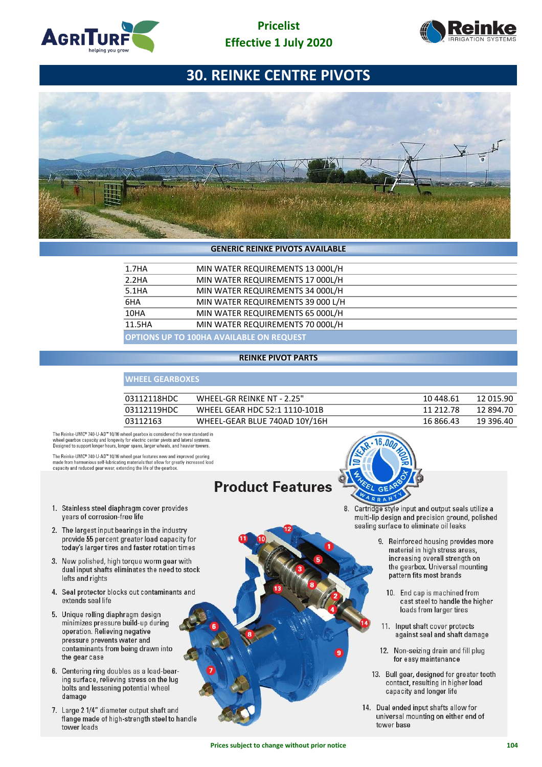# Pricelist
## Effective 1 July 2020

# 30. REINKE CENTRE PIVOTS

## GENERIC REINKE PIVOTS AVAILABLE

| | |
|---|---|
| 1.7HA | MIN WATER REQUIREMENTS 13 000L/H |
| 2.2HA | MIN WATER REQUIREMENTS 17 000L/H |
| 5.1HA | MIN WATER REQUIREMENTS 34 000L/H |
| 6HA | MIN WATER REQUIREMENTS 39 000 L/H |
| 10HA | MIN WATER REQUIREMENTS 65 000L/H |
| 11.5HA | MIN WATER REQUIREMENTS 70 000L/H |
| OPTIONS UP TO 100HA AVAILABLE ON REQUEST | |

## REINKE PIVOT PARTS

### WHEEL GEARBOXES

| | | | |
|---|---|---|---|
| 03112118HDC | WHEEL-GR REINKE NT - 2.25" | 10 448.61 | 12 015.90 |
| 03112119HDC | WHEEL GEAR HDC 52:1 1110-101B | 11 212.78 | 12 894.70 |
| 03112163 | WHEEL-GEAR BLUE 740AD 10Y/16H | 16 866.43 | 19 396.40 |

The Reinke-UMC® 740-U-AD™ 10/16 wheel gearbox is considered the new standard in wheel gearbox capacity and longevity for electric center pivots and lateral systems. Designed to support longer hours, longer spans, larger wheels, and heavier towers.

The Reinke-UMC® 740-U-AD™ 10/16 wheel gear features new and improved gearing made from harmonious self-lubricating materials that allow for greatly increased load capacity and reduced gear wear, extending the life of the gearbox.

10 YEAR • 16,000 HOUR WHEEL GEARBOX WARRANTY

## Product Features

1. Stainless steel diaphragm cover provides years of corrosion-free life
2. The largest input bearings in the industry provide 55 percent greater load capacity for today's larger tires and faster rotation times
3. New polished, high torque worm gear with dual input shafts eliminates the need to stock lefts and rights
4. Seal protector blocks out contaminants and extends seal life
5. Unique rolling diaphragm design minimizes pressure build-up during operation. Relieving negative pressure prevents water and contaminants from being drawn into the gear case
6. Centering ring doubles as a load-bearing surface, relieving stress on the lug bolts and lessening potential wheel damage
7. Large 2 1/4" diameter output shaft and flange made of high-strength steel to handle tower loads
8. Cartridge style input and output seals utilize a multi-lip design and precision ground, polished sealing surface to eliminate oil leaks
9. Reinforced housing provides more material in high stress areas, increasing overall strength on the gearbox. Universal mounting pattern fits most brands
10. End cap is machined from cast steel to handle the higher loads from larger tires
11. Input shaft cover protects against seal and shaft damage
12. Non-seizing drain and fill plug for easy maintenance
13. Bull gear, designed for greater tooth contact, resulting in higher load capacity and longer life
14. Dual ended input shafts allow for universal mounting on either end of tower base

Prices subject to change without prior notice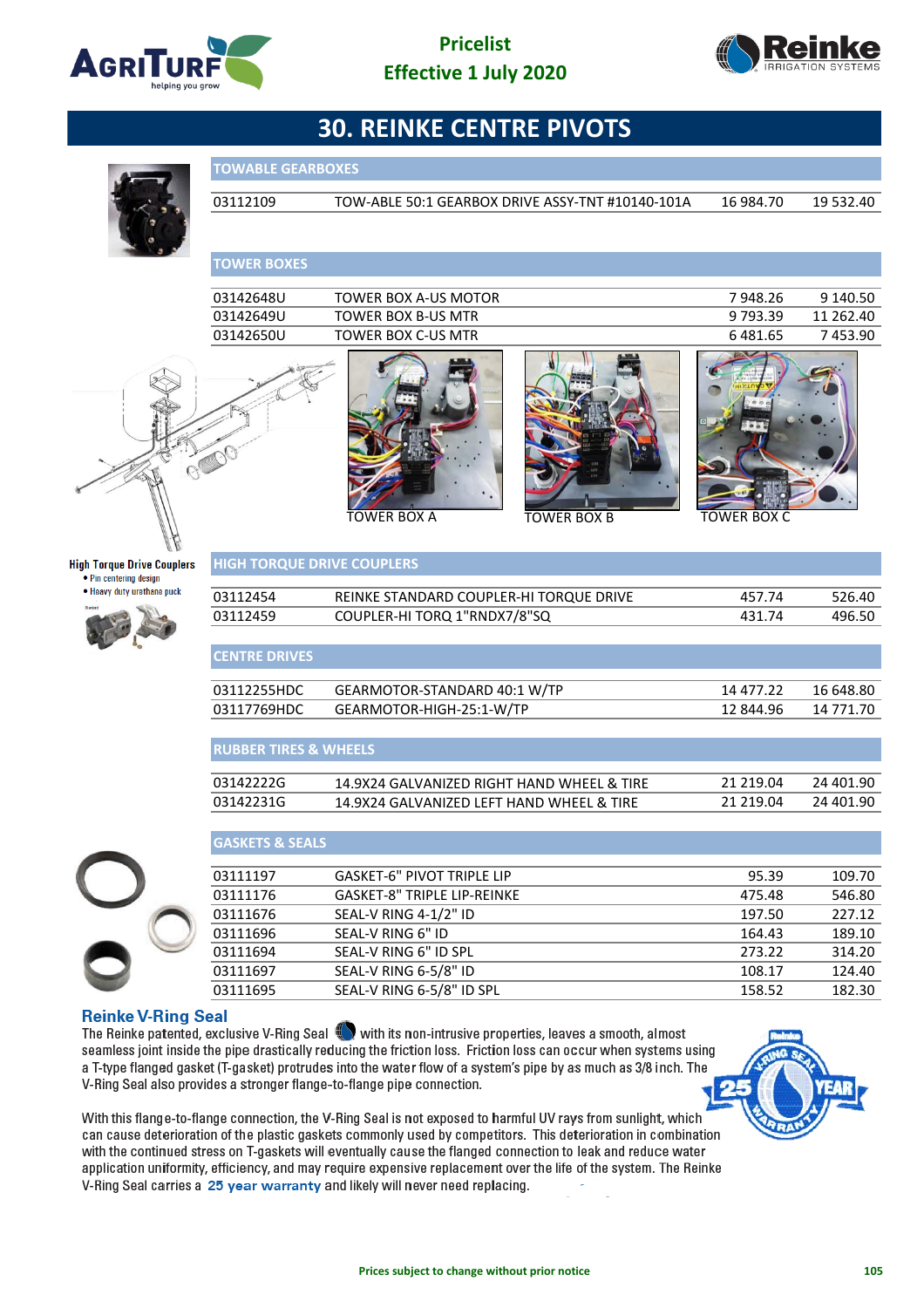Pricelist
Effective 1 July 2020

# 30. REINKE CENTRE PIVOTS

## TOWABLE GEARBOXES

| | | | |
|---|---|---|---|
| 03112109 | TOW-ABLE 50:1 GEARBOX DRIVE ASSY-TNT #10140-101A | 16 984.70 | 19 532.40 |

## TOWER BOXES

| | | | |
|---|---|---|---|
| 03142648U | TOWER BOX A-US MOTOR | 7 948.26 | 9 140.50 |
| 03142649U | TOWER BOX B-US MTR | 9 793.39 | 11 262.40 |
| 03142650U | TOWER BOX C-US MTR | 6 481.65 | 7 453.90 |

TOWER BOX A

TOWER BOX B

TOWER BOX C

High Torque Drive Couplers
- Pin centering design
- Heavy duty urethane puck

## HIGH TORQUE DRIVE COUPLERS

| | | | |
|---|---|---|---|
| 03112454 | REINKE STANDARD COUPLER-HI TORQUE DRIVE | 457.74 | 526.40 |
| 03112459 | COUPLER-HI TORQ 1"RNDX7/8"SQ | 431.74 | 496.50 |

## CENTRE DRIVES

| | | | |
|---|---|---|---|
| 03112255HDC | GEARMOTOR-STANDARD 40:1 W/TP | 14 477.22 | 16 648.80 |
| 03117769HDC | GEARMOTOR-HIGH-25:1-W/TP | 12 844.96 | 14 771.70 |

## RUBBER TIRES & WHEELS

| | | | |
|---|---|---|---|
| 03142222G | 14.9X24 GALVANIZED RIGHT HAND WHEEL & TIRE | 21 219.04 | 24 401.90 |
| 03142231G | 14.9X24 GALVANIZED LEFT HAND WHEEL & TIRE | 21 219.04 | 24 401.90 |

## GASKETS & SEALS

| | | | |
|---|---|---|---|
| 03111197 | GASKET-6" PIVOT TRIPLE LIP | 95.39 | 109.70 |
| 03111176 | GASKET-8" TRIPLE LIP-REINKE | 475.48 | 546.80 |
| 03111676 | SEAL-V RING 4-1/2" ID | 197.50 | 227.12 |
| 03111696 | SEAL-V RING 6" ID | 164.43 | 189.10 |
| 03111694 | SEAL-V RING 6" ID SPL | 273.22 | 314.20 |
| 03111697 | SEAL-V RING 6-5/8" ID | 108.17 | 124.40 |
| 03111695 | SEAL-V RING 6-5/8" ID SPL | 158.52 | 182.30 |

### Reinke V-Ring Seal

The Reinke patented, exclusive V-Ring Seal with its non-intrusive properties, leaves a smooth, almost seamless joint inside the pipe drastically reducing the friction loss. Friction loss can occur when systems using a T-type flanged gasket (T-gasket) protrudes into the water flow of a system's pipe by as much as 3/8 inch. The V-Ring Seal also provides a stronger flange-to-flange pipe connection.

With this flange-to-flange connection, the V-Ring Seal is not exposed to harmful UV rays from sunlight, which can cause deterioration of the plastic gaskets commonly used by competitors. This deterioration in combination with the continued stress on T-gaskets will eventually cause the flanged connection to leak and reduce water application uniformity, efficiency, and may require expensive replacement over the life of the system. The Reinke V-Ring Seal carries a **25 year warranty** and likely will never need replacing.

Prices subject to change without prior notice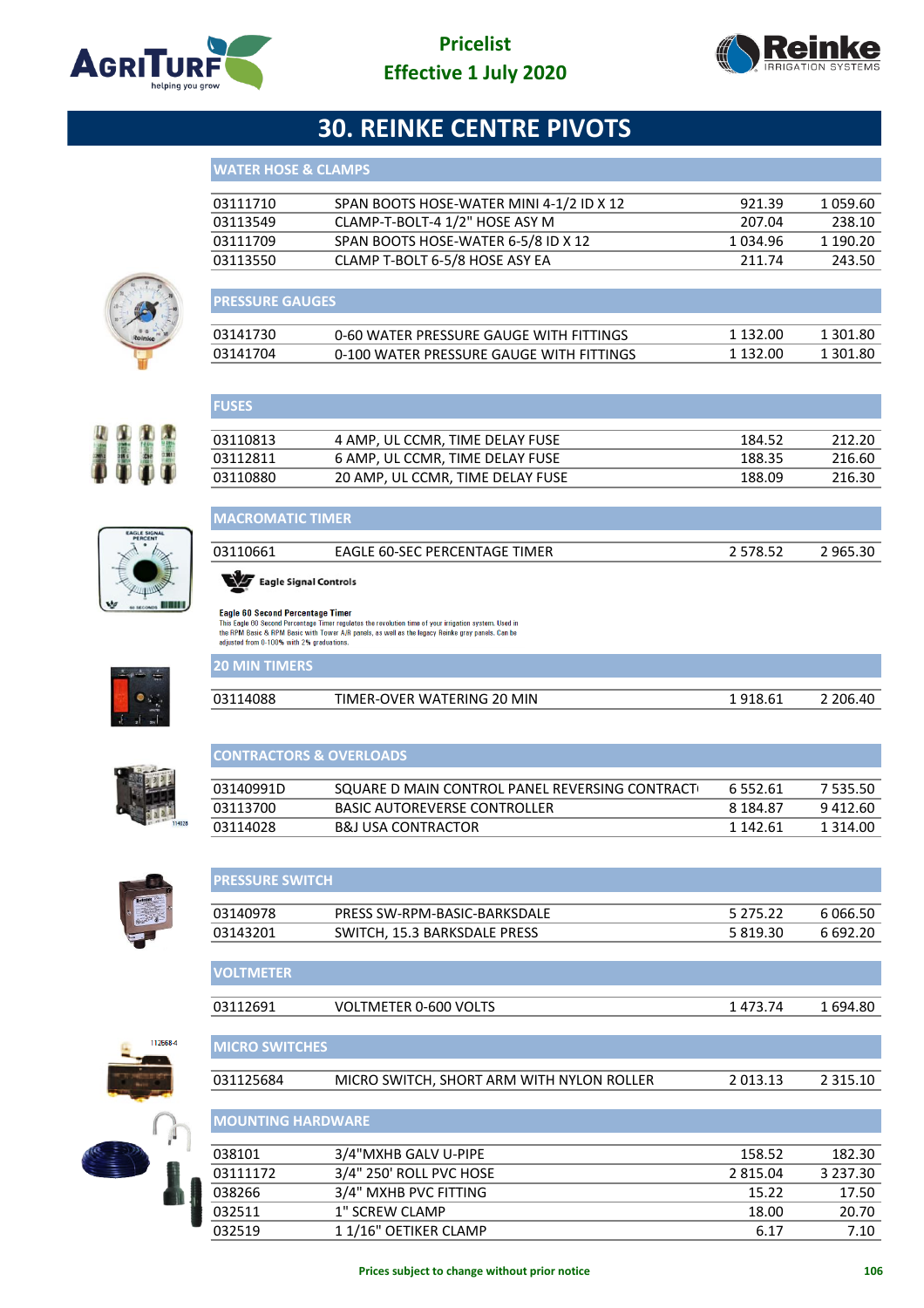# 30. REINKE CENTRE PIVOTS

## WATER HOSE & CLAMPS

| | | | |
|---|---|---|---|
| 03111710 | SPAN BOOTS HOSE-WATER MINI 4-1/2 ID X 12 | 921.39 | 1 059.60 |
| 03113549 | CLAMP-T-BOLT-4 1/2" HOSE ASY M | 207.04 | 238.10 |
| 03111709 | SPAN BOOTS HOSE-WATER 6-5/8 ID X 12 | 1 034.96 | 1 190.20 |
| 03113550 | CLAMP T-BOLT 6-5/8 HOSE ASY EA | 211.74 | 243.50 |

## PRESSURE GAUGES

| | | | |
|---|---|---|---|
| 03141730 | 0-60 WATER PRESSURE GAUGE WITH FITTINGS | 1 132.00 | 1 301.80 |
| 03141704 | 0-100 WATER PRESSURE GAUGE WITH FITTINGS | 1 132.00 | 1 301.80 |

## FUSES

| | | | |
|---|---|---|---|
| 03110813 | 4 AMP, UL CCMR, TIME DELAY FUSE | 184.52 | 212.20 |
| 03112811 | 6 AMP, UL CCMR, TIME DELAY FUSE | 188.35 | 216.60 |
| 03110880 | 20 AMP, UL CCMR, TIME DELAY FUSE | 188.09 | 216.30 |

## MACROMATIC TIMER

| | | | |
|---|---|---|---|
| 03110661 | EAGLE 60-SEC PERCENTAGE TIMER | 2 578.52 | 2 965.30 |

Eagle Signal Controls

**Eagle 60 Second Percentage Timer**
This Eagle 60 Second Percentage Timer regulates the revolution time of your irrigation system. Used in the RPM Basic & RPM Basic with Tower A/R panels, as well as the legacy Reinke gray panels. Can be adjusted from 0-100% with 2% graduations.

## 20 MIN TIMERS

| | | | |
|---|---|---|---|
| 03114088 | TIMER-OVER WATERING 20 MIN | 1 918.61 | 2 206.40 |

## CONTRACTORS & OVERLOADS

| | | | |
|---|---|---|---|
| 03140991D | SQUARE D MAIN CONTROL PANEL REVERSING CONTRACT | 6 552.61 | 7 535.50 |
| 03113700 | BASIC AUTOREVERSE CONTROLLER | 8 184.87 | 9 412.60 |
| 03114028 | B&J USA CONTRACTOR | 1 142.61 | 1 314.00 |

## PRESSURE SWITCH

| | | | |
|---|---|---|---|
| 03140978 | PRESS SW-RPM-BASIC-BARKSDALE | 5 275.22 | 6 066.50 |
| 03143201 | SWITCH, 15.3 BARKSDALE PRESS | 5 819.30 | 6 692.20 |

## VOLTMETER

| | | | |
|---|---|---|---|
| 03112691 | VOLTMETER 0-600 VOLTS | 1 473.74 | 1 694.80 |

## MICRO SWITCHES

| | | | |
|---|---|---|---|
| 031125684 | MICRO SWITCH, SHORT ARM WITH NYLON ROLLER | 2 013.13 | 2 315.10 |

## MOUNTING HARDWARE

| | | | |
|---|---|---|---|
| 038101 | 3/4"MXHB GALV U-PIPE | 158.52 | 182.30 |
| 03111172 | 3/4" 250' ROLL PVC HOSE | 2 815.04 | 3 237.30 |
| 038266 | 3/4" MXHB PVC FITTING | 15.22 | 17.50 |
| 032511 | 1" SCREW CLAMP | 18.00 | 20.70 |
| 032519 | 1 1/16" OETIKER CLAMP | 6.17 | 7.10 |

Prices subject to change without prior notice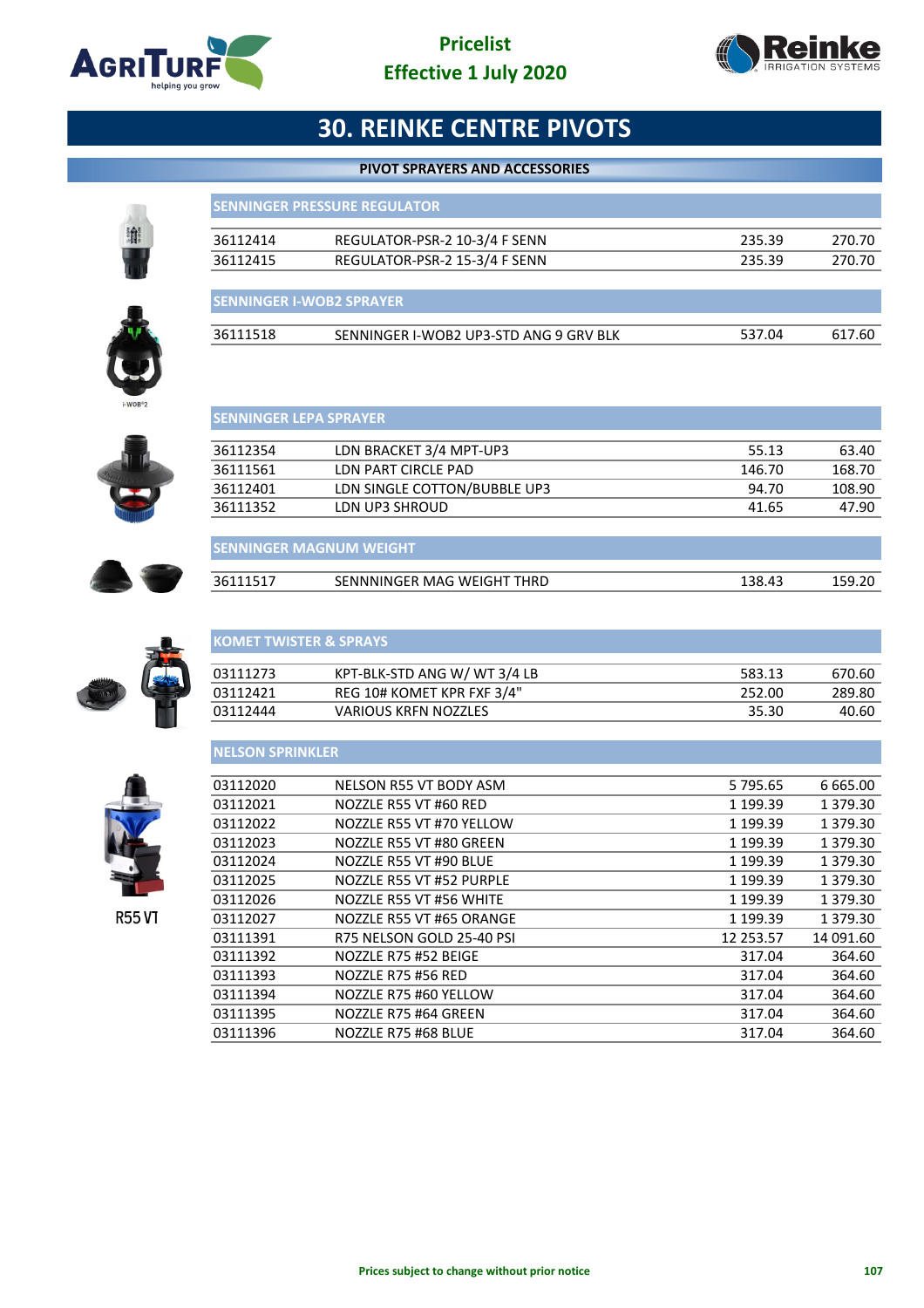# 30. REINKE CENTRE PIVOTS

## PIVOT SPRAYERS AND ACCESSORIES

### SENNINGER PRESSURE REGULATOR

| | | | |
|---|---|---|---|
| 36112414 | REGULATOR-PSR-2 10-3/4 F SENN | 235.39 | 270.70 |
| 36112415 | REGULATOR-PSR-2 15-3/4 F SENN | 235.39 | 270.70 |

### SENNINGER I-WOB2 SPRAYER

| | | | |
|---|---|---|---|
| 36111518 | SENNINGER I-WOB2 UP3-STD ANG 9 GRV BLK | 537.04 | 617.60 |

### SENNINGER LEPA SPRAYER

| | | | |
|---|---|---|---|
| 36112354 | LDN BRACKET 3/4 MPT-UP3 | 55.13 | 63.40 |
| 36111561 | LDN PART CIRCLE PAD | 146.70 | 168.70 |
| 36112401 | LDN SINGLE COTTON/BUBBLE UP3 | 94.70 | 108.90 |
| 36111352 | LDN UP3 SHROUD | 41.65 | 47.90 |

### SENNINGER MAGNUM WEIGHT

| | | | |
|---|---|---|---|
| 36111517 | SENNNINGER MAG WEIGHT THRD | 138.43 | 159.20 |

### KOMET TWISTER & SPRAYS

| | | | |
|---|---|---|---|
| 03111273 | KPT-BLK-STD ANG W/ WT 3/4 LB | 583.13 | 670.60 |
| 03112421 | REG 10# KOMET KPR FXF 3/4" | 252.00 | 289.80 |
| 03112444 | VARIOUS KRFN NOZZLES | 35.30 | 40.60 |

### NELSON SPRINKLER

| | | | |
|---|---|---|---|
| 03112020 | NELSON R55 VT BODY ASM | 5 795.65 | 6 665.00 |
| 03112021 | NOZZLE R55 VT #60 RED | 1 199.39 | 1 379.30 |
| 03112022 | NOZZLE R55 VT #70 YELLOW | 1 199.39 | 1 379.30 |
| 03112023 | NOZZLE R55 VT #80 GREEN | 1 199.39 | 1 379.30 |
| 03112024 | NOZZLE R55 VT #90 BLUE | 1 199.39 | 1 379.30 |
| 03112025 | NOZZLE R55 VT #52 PURPLE | 1 199.39 | 1 379.30 |
| 03112026 | NOZZLE R55 VT #56 WHITE | 1 199.39 | 1 379.30 |
| 03112027 | NOZZLE R55 VT #65 ORANGE | 1 199.39 | 1 379.30 |
| 03111391 | R75 NELSON GOLD 25-40 PSI | 12 253.57 | 14 091.60 |
| 03111392 | NOZZLE R75 #52 BEIGE | 317.04 | 364.60 |
| 03111393 | NOZZLE R75 #56 RED | 317.04 | 364.60 |
| 03111394 | NOZZLE R75 #60 YELLOW | 317.04 | 364.60 |
| 03111395 | NOZZLE R75 #64 GREEN | 317.04 | 364.60 |
| 03111396 | NOZZLE R75 #68 BLUE | 317.04 | 364.60 |

R55 VT

Prices subject to change without prior notice